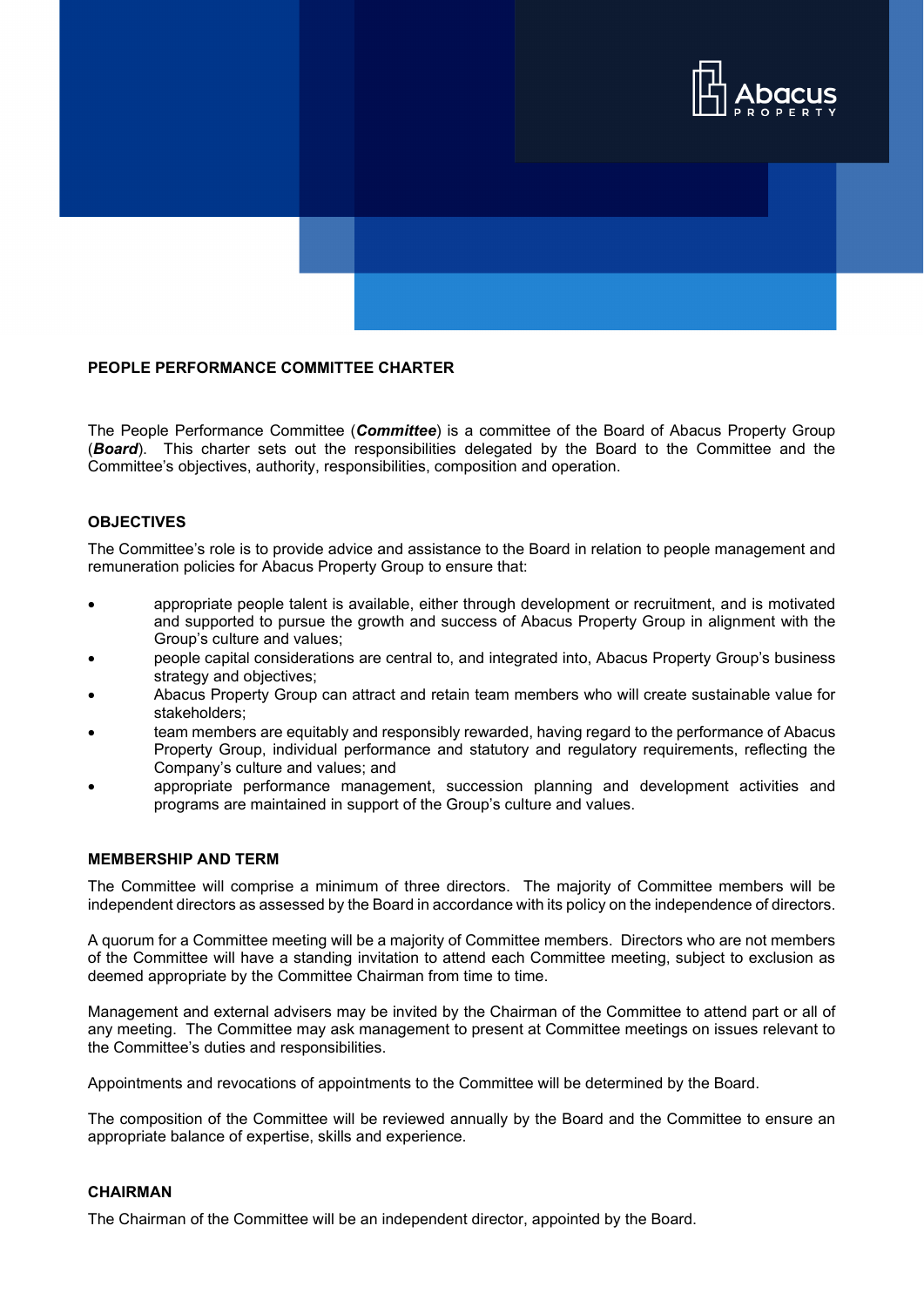# PEOPLE PERFORMANCE COMMITTEE CHARTER

The People Performance Committee (***Committee***) is a committee of the Board of Abacus Property Group (***Board***). This charter sets out the responsibilities delegated by the Board to the Committee and the Committee's objectives, authority, responsibilities, composition and operation.

## OBJECTIVES

The Committee's role is to provide advice and assistance to the Board in relation to people management and remuneration policies for Abacus Property Group to ensure that:

- appropriate people talent is available, either through development or recruitment, and is motivated and supported to pursue the growth and success of Abacus Property Group in alignment with the Group's culture and values;
- people capital considerations are central to, and integrated into, Abacus Property Group's business strategy and objectives;
- Abacus Property Group can attract and retain team members who will create sustainable value for stakeholders;
- team members are equitably and responsibly rewarded, having regard to the performance of Abacus Property Group, individual performance and statutory and regulatory requirements, reflecting the Company's culture and values; and
- appropriate performance management, succession planning and development activities and programs are maintained in support of the Group's culture and values.

## MEMBERSHIP AND TERM

The Committee will comprise a minimum of three directors. The majority of Committee members will be independent directors as assessed by the Board in accordance with its policy on the independence of directors.

A quorum for a Committee meeting will be a majority of Committee members. Directors who are not members of the Committee will have a standing invitation to attend each Committee meeting, subject to exclusion as deemed appropriate by the Committee Chairman from time to time.

Management and external advisers may be invited by the Chairman of the Committee to attend part or all of any meeting. The Committee may ask management to present at Committee meetings on issues relevant to the Committee's duties and responsibilities.

Appointments and revocations of appointments to the Committee will be determined by the Board.

The composition of the Committee will be reviewed annually by the Board and the Committee to ensure an appropriate balance of expertise, skills and experience.

## CHAIRMAN

The Chairman of the Committee will be an independent director, appointed by the Board.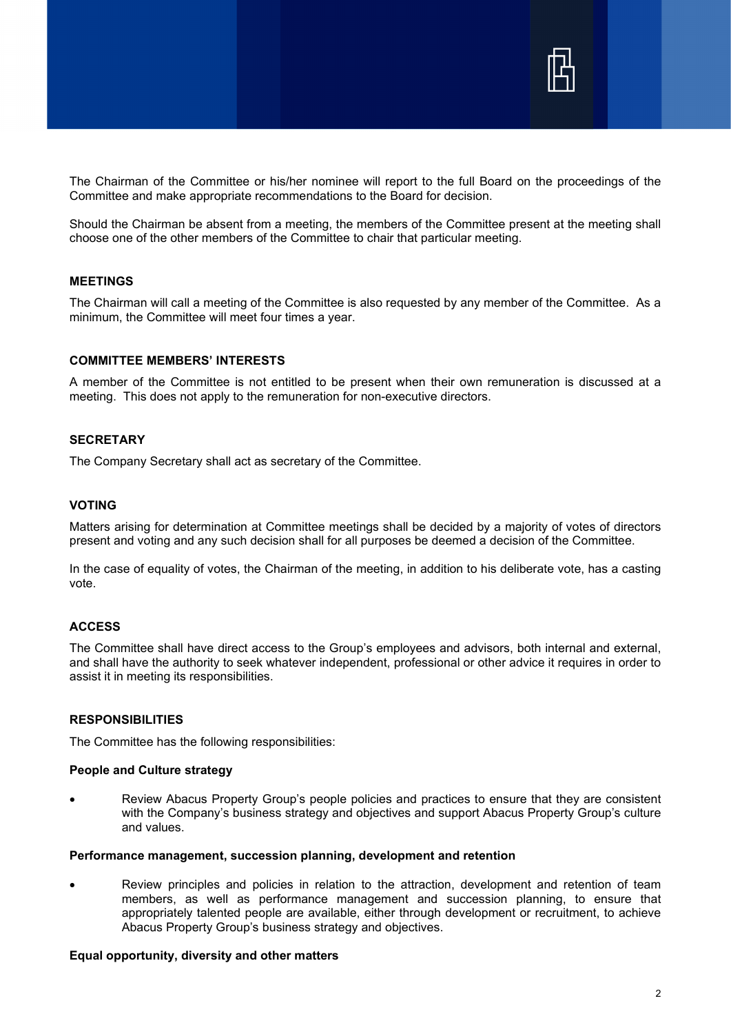The Chairman of the Committee or his/her nominee will report to the full Board on the proceedings of the Committee and make appropriate recommendations to the Board for decision.

Should the Chairman be absent from a meeting, the members of the Committee present at the meeting shall choose one of the other members of the Committee to chair that particular meeting.

## MEETINGS

The Chairman will call a meeting of the Committee is also requested by any member of the Committee. As a minimum, the Committee will meet four times a year.

## COMMITTEE MEMBERS' INTERESTS

A member of the Committee is not entitled to be present when their own remuneration is discussed at a meeting. This does not apply to the remuneration for non-executive directors.

## SECRETARY

The Company Secretary shall act as secretary of the Committee.

## VOTING

Matters arising for determination at Committee meetings shall be decided by a majority of votes of directors present and voting and any such decision shall for all purposes be deemed a decision of the Committee.

In the case of equality of votes, the Chairman of the meeting, in addition to his deliberate vote, has a casting vote.

## ACCESS

The Committee shall have direct access to the Group's employees and advisors, both internal and external, and shall have the authority to seek whatever independent, professional or other advice it requires in order to assist it in meeting its responsibilities.

## RESPONSIBILITIES

The Committee has the following responsibilities:

### People and Culture strategy

- Review Abacus Property Group's people policies and practices to ensure that they are consistent with the Company's business strategy and objectives and support Abacus Property Group's culture and values.

### Performance management, succession planning, development and retention

- Review principles and policies in relation to the attraction, development and retention of team members, as well as performance management and succession planning, to ensure that appropriately talented people are available, either through development or recruitment, to achieve Abacus Property Group's business strategy and objectives.

### Equal opportunity, diversity and other matters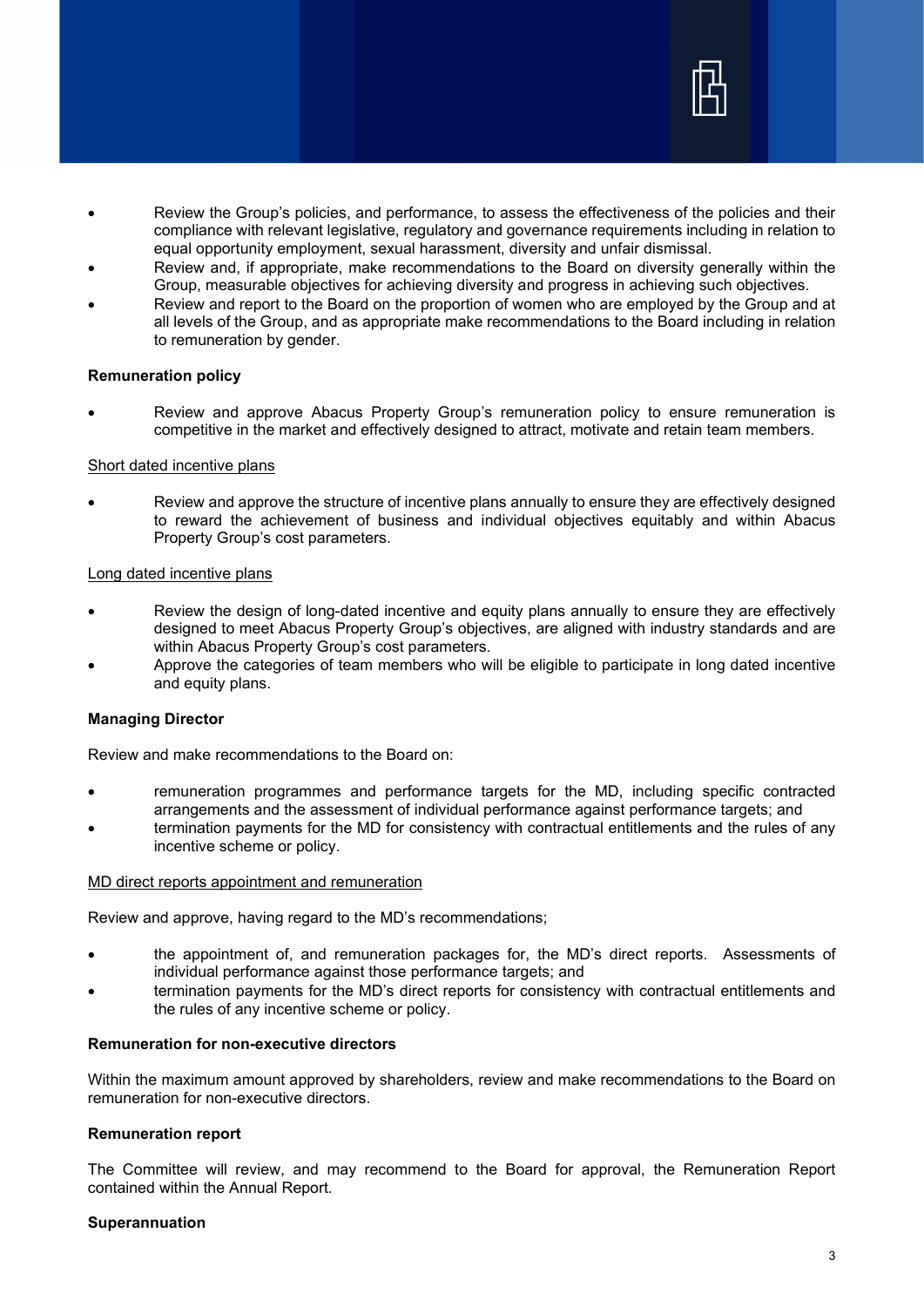- Review the Group's policies, and performance, to assess the effectiveness of the policies and their compliance with relevant legislative, regulatory and governance requirements including in relation to equal opportunity employment, sexual harassment, diversity and unfair dismissal.
- Review and, if appropriate, make recommendations to the Board on diversity generally within the Group, measurable objectives for achieving diversity and progress in achieving such objectives.
- Review and report to the Board on the proportion of women who are employed by the Group and at all levels of the Group, and as appropriate make recommendations to the Board including in relation to remuneration by gender.

**Remuneration policy**

- Review and approve Abacus Property Group's remuneration policy to ensure remuneration is competitive in the market and effectively designed to attract, motivate and retain team members.

<u>Short dated incentive plans</u>

- Review and approve the structure of incentive plans annually to ensure they are effectively designed to reward the achievement of business and individual objectives equitably and within Abacus Property Group's cost parameters.

<u>Long dated incentive plans</u>

- Review the design of long-dated incentive and equity plans annually to ensure they are effectively designed to meet Abacus Property Group's objectives, are aligned with industry standards and are within Abacus Property Group's cost parameters.
- Approve the categories of team members who will be eligible to participate in long dated incentive and equity plans.

**Managing Director**

Review and make recommendations to the Board on:

- remuneration programmes and performance targets for the MD, including specific contracted arrangements and the assessment of individual performance against performance targets; and
- termination payments for the MD for consistency with contractual entitlements and the rules of any incentive scheme or policy.

<u>MD direct reports appointment and remuneration</u>

Review and approve, having regard to the MD's recommendations;

- the appointment of, and remuneration packages for, the MD's direct reports. Assessments of individual performance against those performance targets; and
- termination payments for the MD's direct reports for consistency with contractual entitlements and the rules of any incentive scheme or policy.

**Remuneration for non-executive directors**

Within the maximum amount approved by shareholders, review and make recommendations to the Board on remuneration for non-executive directors.

**Remuneration report**

The Committee will review, and may recommend to the Board for approval, the Remuneration Report contained within the Annual Report.

**Superannuation**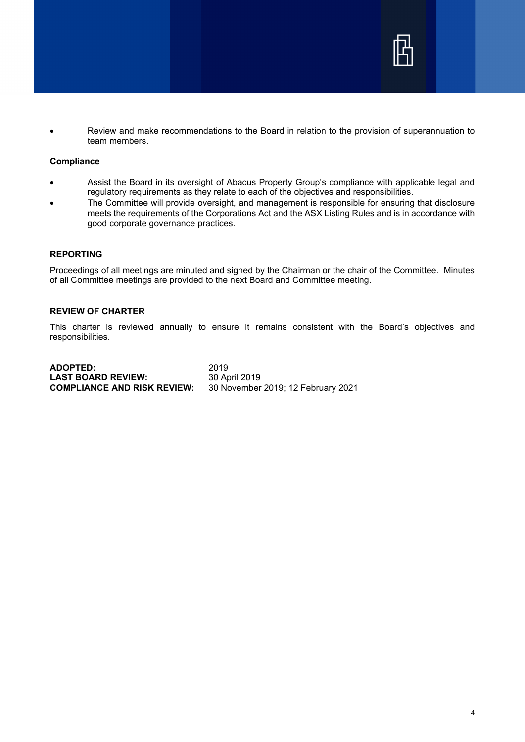- Review and make recommendations to the Board in relation to the provision of superannuation to team members.

**Compliance**

- Assist the Board in its oversight of Abacus Property Group's compliance with applicable legal and regulatory requirements as they relate to each of the objectives and responsibilities.
- The Committee will provide oversight, and management is responsible for ensuring that disclosure meets the requirements of the Corporations Act and the ASX Listing Rules and is in accordance with good corporate governance practices.

## REPORTING

Proceedings of all meetings are minuted and signed by the Chairman or the chair of the Committee. Minutes of all Committee meetings are provided to the next Board and Committee meeting.

## REVIEW OF CHARTER

This charter is reviewed annually to ensure it remains consistent with the Board's objectives and responsibilities.

| | |
|---|---|
| **ADOPTED:** | 2019 |
| **LAST BOARD REVIEW:** | 30 April 2019 |
| **COMPLIANCE AND RISK REVIEW:** | 30 November 2019; 12 February 2021 |